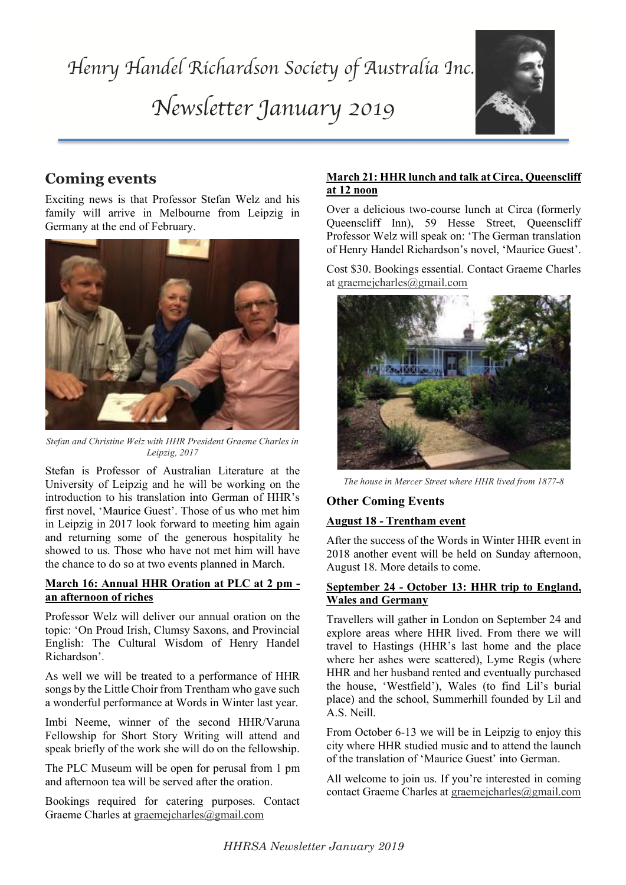# Henry Handel Richardson Society of Australia Inc.

# Newsletter January 2019

## Coming events

Exciting news is that Professor Stefan Welz and his family will arrive in Melbourne from Leipzig in Germany at the end of February.

*Stefan and Christine Welz with HHR President Graeme Charles in Leipzig, 2017*

Stefan is Professor of Australian Literature at the University of Leipzig and he will be working on the introduction to his translation into German of HHR's first novel, 'Maurice Guest'. Those of us who met him in Leipzig in 2017 look forward to meeting him again and returning some of the generous hospitality he showed to us. Those who have not met him will have the chance to do so at two events planned in March.

**March 16: Annual HHR Oration at PLC at 2 pm - an afternoon of riches**

Professor Welz will deliver our annual oration on the topic: 'On Proud Irish, Clumsy Saxons, and Provincial English: The Cultural Wisdom of Henry Handel Richardson'.

As well we will be treated to a performance of HHR songs by the Little Choir from Trentham who gave such a wonderful performance at Words in Winter last year.

Imbi Neeme, winner of the second HHR/Varuna Fellowship for Short Story Writing will attend and speak briefly of the work she will do on the fellowship.

The PLC Museum will be open for perusal from 1 pm and afternoon tea will be served after the oration.

Bookings required for catering purposes. Contact Graeme Charles at graemejcharles@gmail.com

**March 21: HHR lunch and talk at Circa, Queenscliff at 12 noon**

Over a delicious two-course lunch at Circa (formerly Queenscliff Inn), 59 Hesse Street, Queenscliff Professor Welz will speak on: 'The German translation of Henry Handel Richardson's novel, 'Maurice Guest'.

Cost $30. Bookings essential. Contact Graeme Charles at graemejcharles@gmail.com

*The house in Mercer Street where HHR lived from 1877-8*

### Other Coming Events

**August 18 - Trentham event**

After the success of the Words in Winter HHR event in 2018 another event will be held on Sunday afternoon, August 18. More details to come.

**September 24 - October 13: HHR trip to England, Wales and Germany**

Travellers will gather in London on September 24 and explore areas where HHR lived. From there we will travel to Hastings (HHR's last home and the place where her ashes were scattered), Lyme Regis (where HHR and her husband rented and eventually purchased the house, 'Westfield'), Wales (to find Lil's burial place) and the school, Summerhill founded by Lil and A.S. Neill.

From October 6-13 we will be in Leipzig to enjoy this city where HHR studied music and to attend the launch of the translation of 'Maurice Guest' into German.

All welcome to join us. If you're interested in coming contact Graeme Charles at graemejcharles@gmail.com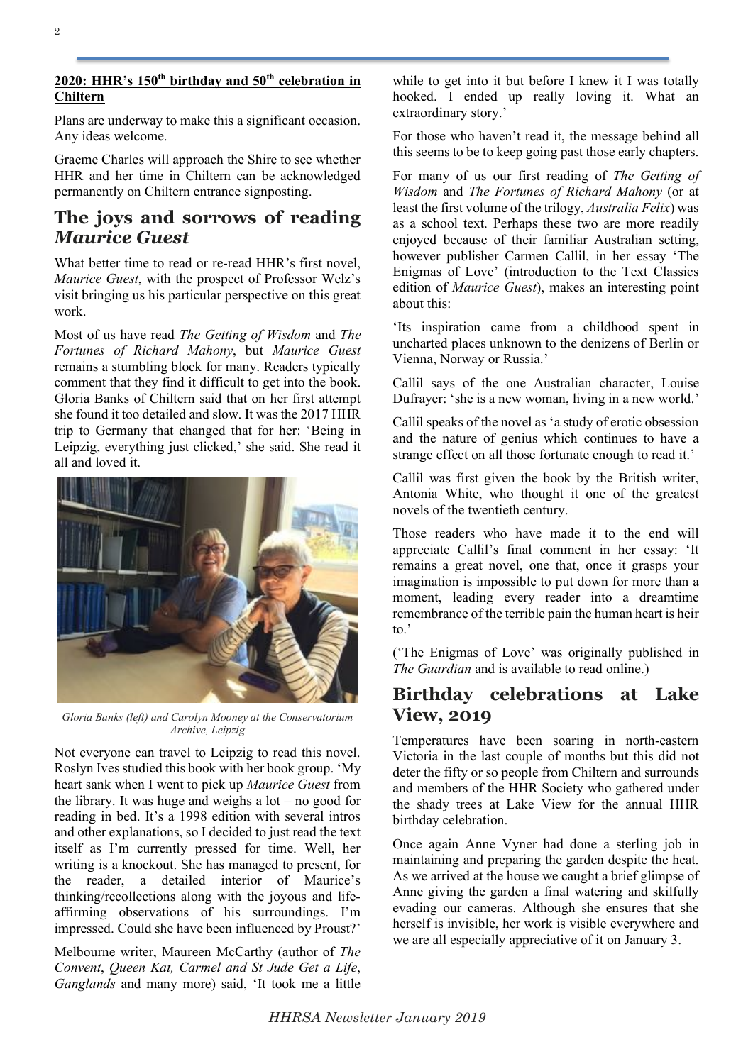## 2020: HHR's 150th birthday and 50th celebration in Chiltern

Plans are underway to make this a significant occasion. Any ideas welcome.

Graeme Charles will approach the Shire to see whether HHR and her time in Chiltern can be acknowledged permanently on Chiltern entrance signposting.

## The joys and sorrows of reading *Maurice Guest*

What better time to read or re-read HHR's first novel, *Maurice Guest*, with the prospect of Professor Welz's visit bringing us his particular perspective on this great work.

Most of us have read *The Getting of Wisdom* and *The Fortunes of Richard Mahony*, but *Maurice Guest* remains a stumbling block for many. Readers typically comment that they find it difficult to get into the book. Gloria Banks of Chiltern said that on her first attempt she found it too detailed and slow. It was the 2017 HHR trip to Germany that changed that for her: 'Being in Leipzig, everything just clicked,' she said. She read it all and loved it.

*Gloria Banks (left) and Carolyn Mooney at the Conservatorium Archive, Leipzig*

Not everyone can travel to Leipzig to read this novel. Roslyn Ives studied this book with her book group. 'My heart sank when I went to pick up *Maurice Guest* from the library. It was huge and weighs a lot – no good for reading in bed. It's a 1998 edition with several intros and other explanations, so I decided to just read the text itself as I'm currently pressed for time. Well, her writing is a knockout. She has managed to present, for the reader, a detailed interior of Maurice's thinking/recollections along with the joyous and life-affirming observations of his surroundings. I'm impressed. Could she have been influenced by Proust?'

Melbourne writer, Maureen McCarthy (author of *The Convent*, *Queen Kat, Carmel and St Jude Get a Life*, *Ganglands* and many more) said, 'It took me a little while to get into it but before I knew it I was totally hooked. I ended up really loving it. What an extraordinary story.'

For those who haven't read it, the message behind all this seems to be to keep going past those early chapters.

For many of us our first reading of *The Getting of Wisdom* and *The Fortunes of Richard Mahony* (or at least the first volume of the trilogy, *Australia Felix*) was as a school text. Perhaps these two are more readily enjoyed because of their familiar Australian setting, however publisher Carmen Callil, in her essay 'The Enigmas of Love' (introduction to the Text Classics edition of *Maurice Guest*), makes an interesting point about this:

'Its inspiration came from a childhood spent in uncharted places unknown to the denizens of Berlin or Vienna, Norway or Russia.'

Callil says of the one Australian character, Louise Dufrayer: 'she is a new woman, living in a new world.'

Callil speaks of the novel as 'a study of erotic obsession and the nature of genius which continues to have a strange effect on all those fortunate enough to read it.'

Callil was first given the book by the British writer, Antonia White, who thought it one of the greatest novels of the twentieth century.

Those readers who have made it to the end will appreciate Callil's final comment in her essay: 'It remains a great novel, one that, once it grasps your imagination is impossible to put down for more than a moment, leading every reader into a dreamtime remembrance of the terrible pain the human heart is heir to.'

('The Enigmas of Love' was originally published in *The Guardian* and is available to read online.)

## Birthday celebrations at Lake View, 2019

Temperatures have been soaring in north-eastern Victoria in the last couple of months but this did not deter the fifty or so people from Chiltern and surrounds and members of the HHR Society who gathered under the shady trees at Lake View for the annual HHR birthday celebration.

Once again Anne Vyner had done a sterling job in maintaining and preparing the garden despite the heat. As we arrived at the house we caught a brief glimpse of Anne giving the garden a final watering and skilfully evading our cameras. Although she ensures that she herself is invisible, her work is visible everywhere and we are all especially appreciative of it on January 3.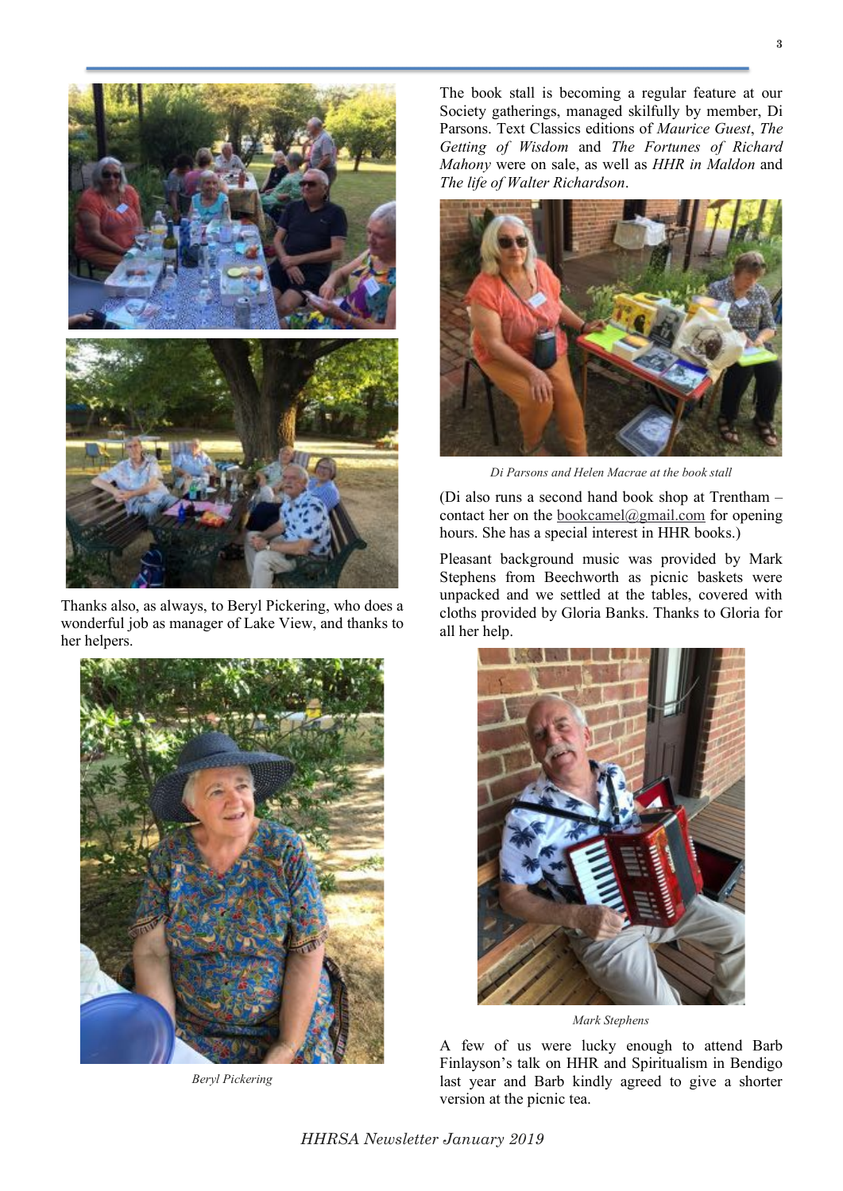Thanks also, as always, to Beryl Pickering, who does a wonderful job as manager of Lake View, and thanks to her helpers.

*Beryl Pickering*

The book stall is becoming a regular feature at our Society gatherings, managed skilfully by member, Di Parsons. Text Classics editions of *Maurice Guest*, *The Getting of Wisdom* and *The Fortunes of Richard Mahony* were on sale, as well as *HHR in Maldon* and *The life of Walter Richardson*.

*Di Parsons and Helen Macrae at the book stall*

(Di also runs a second hand book shop at Trentham – contact her on the bookcamel@gmail.com for opening hours. She has a special interest in HHR books.)

Pleasant background music was provided by Mark Stephens from Beechworth as picnic baskets were unpacked and we settled at the tables, covered with cloths provided by Gloria Banks. Thanks to Gloria for all her help.

*Mark Stephens*

A few of us were lucky enough to attend Barb Finlayson's talk on HHR and Spiritualism in Bendigo last year and Barb kindly agreed to give a shorter version at the picnic tea.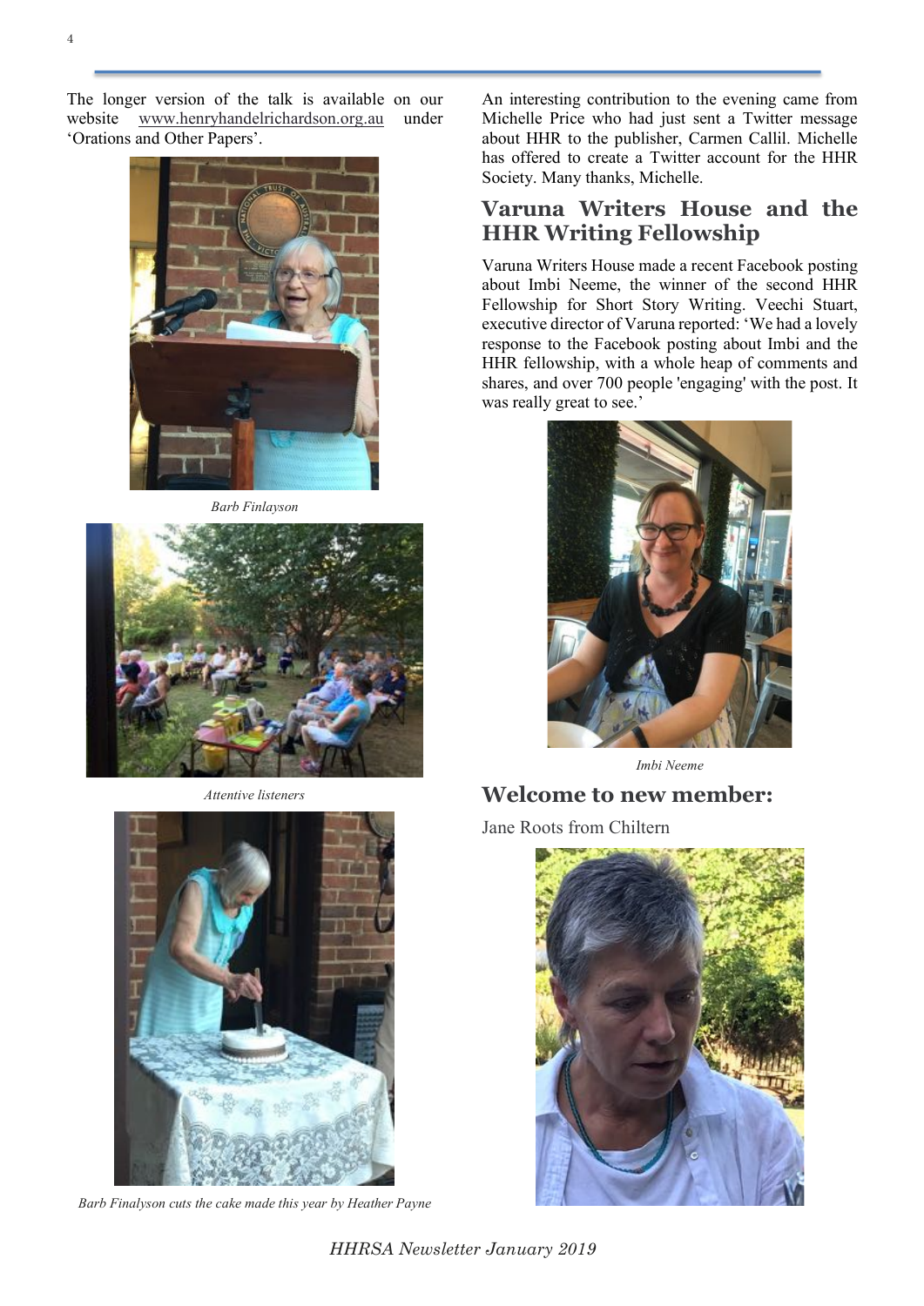The longer version of the talk is available on our website www.henryhandelrichardson.org.au under 'Orations and Other Papers'.

*Barb Finlayson*

*Attentive listeners*

*Barb Finalyson cuts the cake made this year by Heather Payne*

An interesting contribution to the evening came from Michelle Price who had just sent a Twitter message about HHR to the publisher, Carmen Callil. Michelle has offered to create a Twitter account for the HHR Society. Many thanks, Michelle.

## Varuna Writers House and the HHR Writing Fellowship

Varuna Writers House made a recent Facebook posting about Imbi Neeme, the winner of the second HHR Fellowship for Short Story Writing. Veechi Stuart, executive director of Varuna reported: 'We had a lovely response to the Facebook posting about Imbi and the HHR fellowship, with a whole heap of comments and shares, and over 700 people 'engaging' with the post. It was really great to see.'

*Imbi Neeme*

## Welcome to new member:

Jane Roots from Chiltern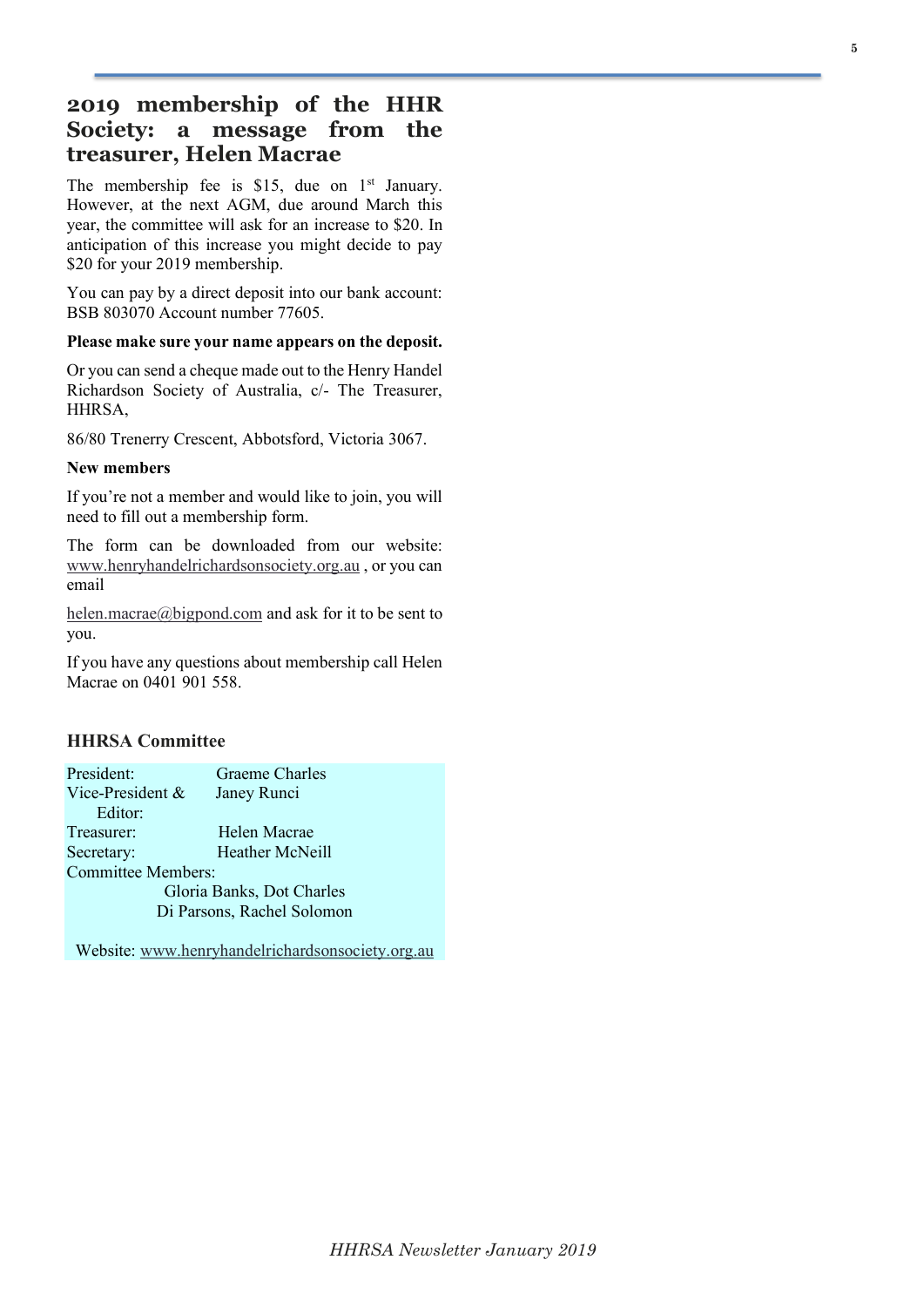## 2019 membership of the HHR Society: a message from the treasurer, Helen Macrae

The membership fee is $15, due on 1st January. However, at the next AGM, due around March this year, the committee will ask for an increase to $20. In anticipation of this increase you might decide to pay $20 for your 2019 membership.

You can pay by a direct deposit into our bank account: BSB 803070 Account number 77605.

**Please make sure your name appears on the deposit.**

Or you can send a cheque made out to the Henry Handel Richardson Society of Australia, c/- The Treasurer, HHRSA,

86/80 Trenerry Crescent, Abbotsford, Victoria 3067.

**New members**

If you're not a member and would like to join, you will need to fill out a membership form.

The form can be downloaded from our website: www.henryhandelrichardsonsociety.org.au , or you can email

helen.macrae@bigpond.com and ask for it to be sent to you.

If you have any questions about membership call Helen Macrae on 0401 901 558.

### HHRSA Committee

| | |
|---|---|
| President: | Graeme Charles |
| Vice-President & Editor: | Janey Runci |
| Treasurer: | Helen Macrae |
| Secretary: | Heather McNeill |
| Committee Members: | |
| | Gloria Banks, Dot Charles |
| | Di Parsons, Rachel Solomon |

Website: www.henryhandelrichardsonsociety.org.au